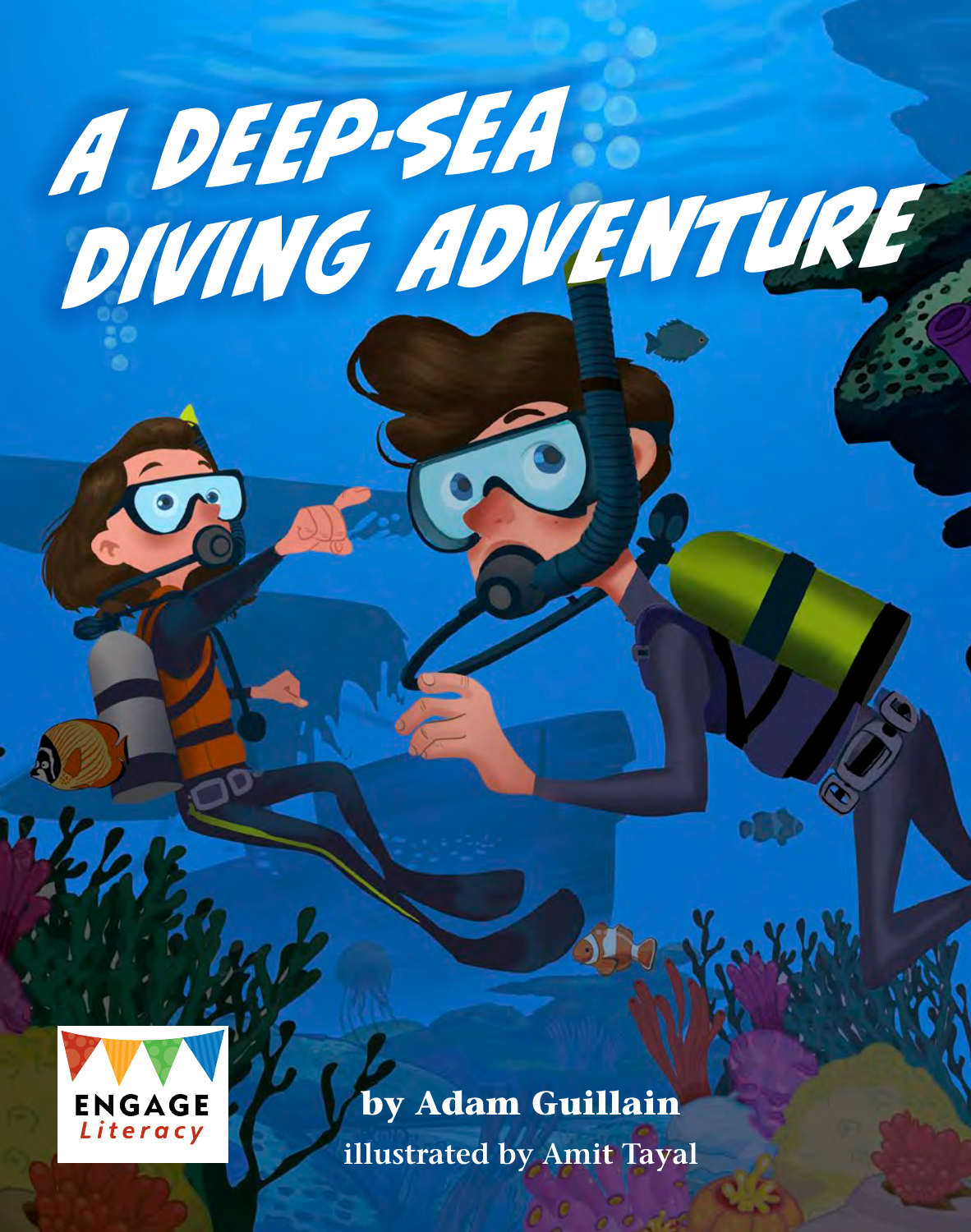# A DEEP-SEA DIVING ADVENTURE

**by Adam Guillain**

**illustrated by Amit Tayal**

ENGAGE *Literacy*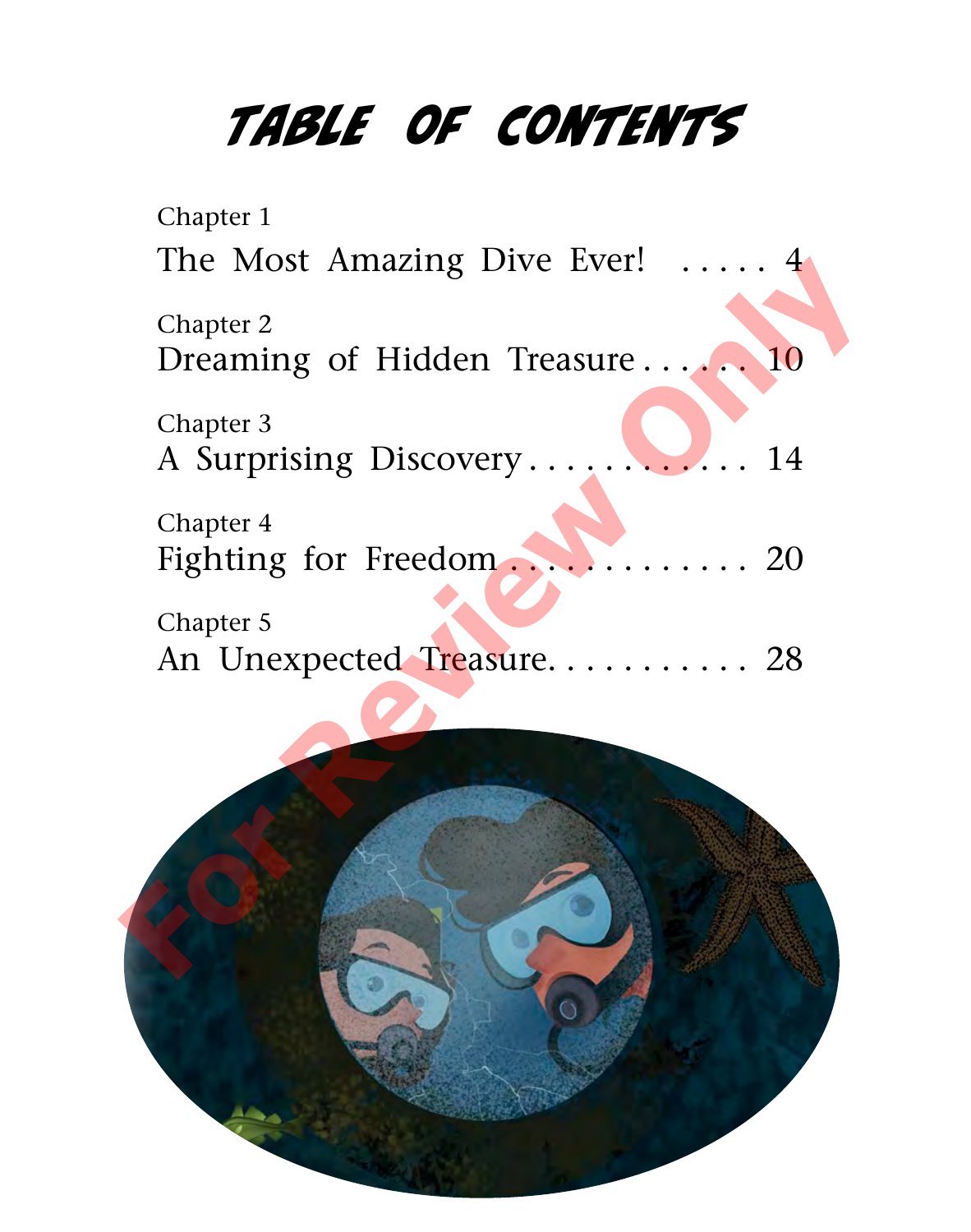# Table of Contents

Chapter 1
The Most Amazing Dive Ever! ..... 4

Chapter 2
Dreaming of Hidden Treasure ...... 10

Chapter 3
A Surprising Discovery ............ 14

Chapter 4
Fighting for Freedom ............ 20

Chapter 5
An Unexpected Treasure ........... 28

For Review Only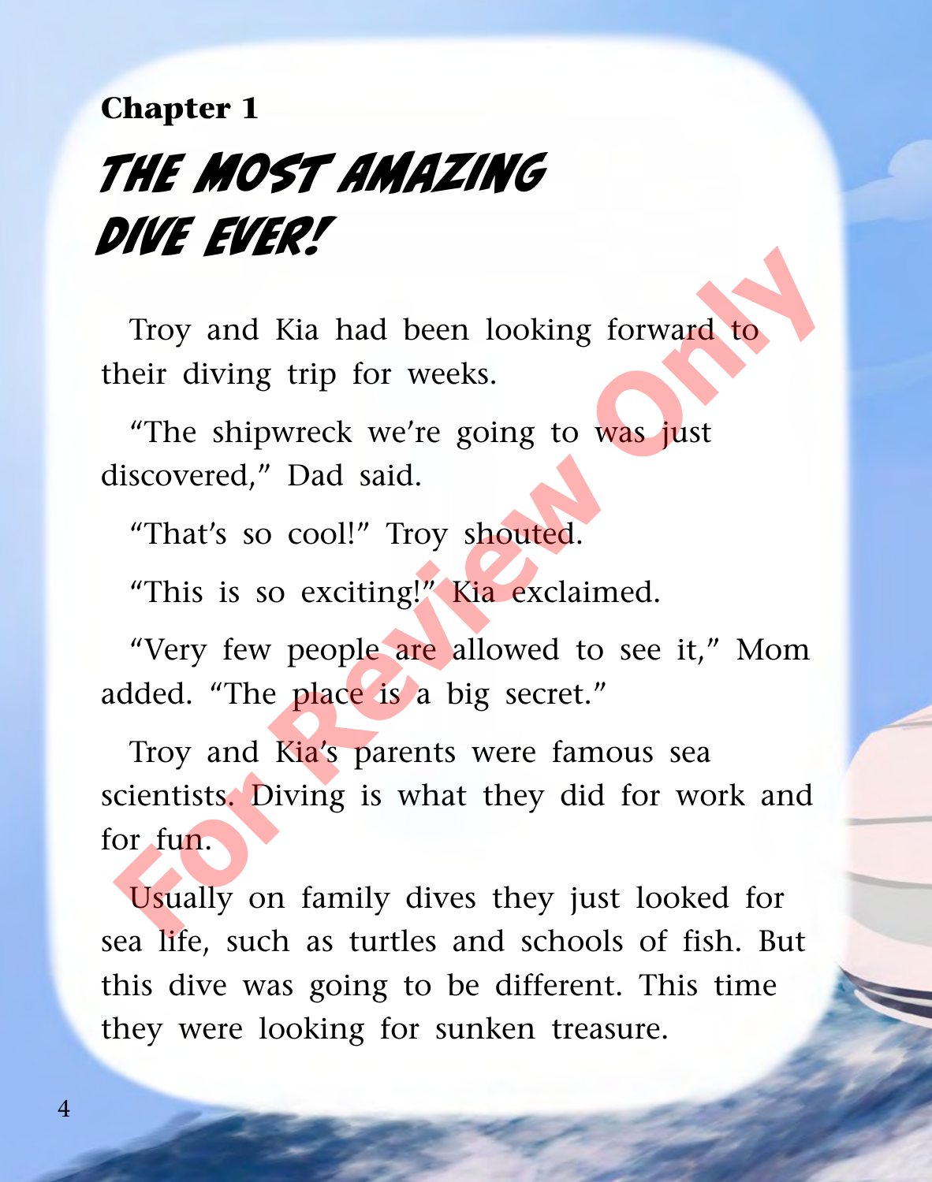Chapter 1

# THE MOST AMAZING DIVE EVER!

Troy and Kia had been looking forward to their diving trip for weeks.

“The shipwreck we’re going to was just discovered,” Dad said.

“That’s so cool!” Troy shouted.

“This is so exciting!” Kia exclaimed.

“Very few people are allowed to see it,” Mom added. “The place is a big secret.”

Troy and Kia’s parents were famous sea scientists. Diving is what they did for work and for fun.

Usually on family dives they just looked for sea life, such as turtles and schools of fish. But this dive was going to be different. This time they were looking for sunken treasure.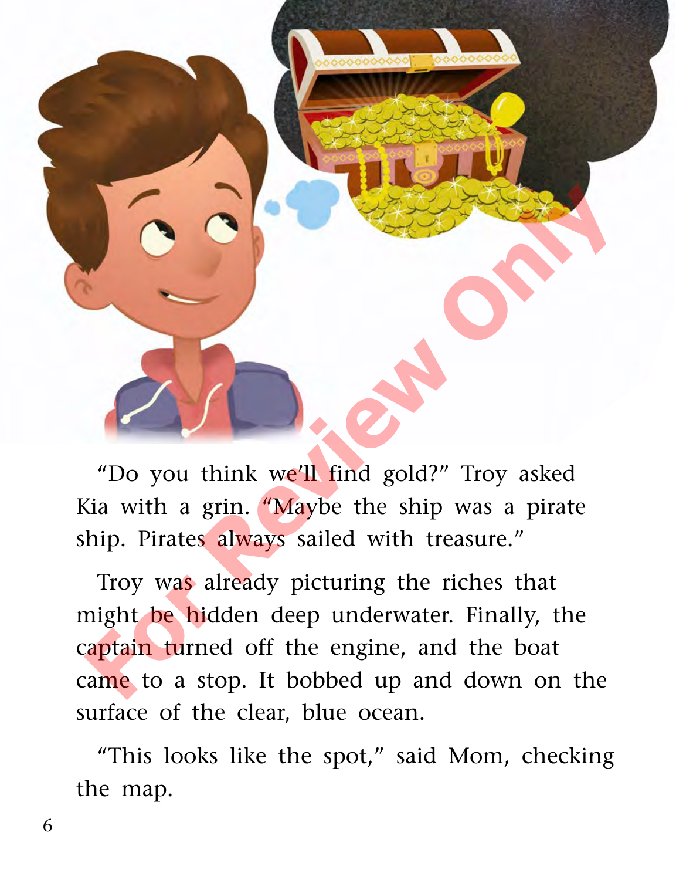"Do you think we'll find gold?" Troy asked Kia with a grin. "Maybe the ship was a pirate ship. Pirates always sailed with treasure."

Troy was already picturing the riches that might be hidden deep underwater. Finally, the captain turned off the engine, and the boat came to a stop. It bobbed up and down on the surface of the clear, blue ocean.

"This looks like the spot," said Mom, checking the map.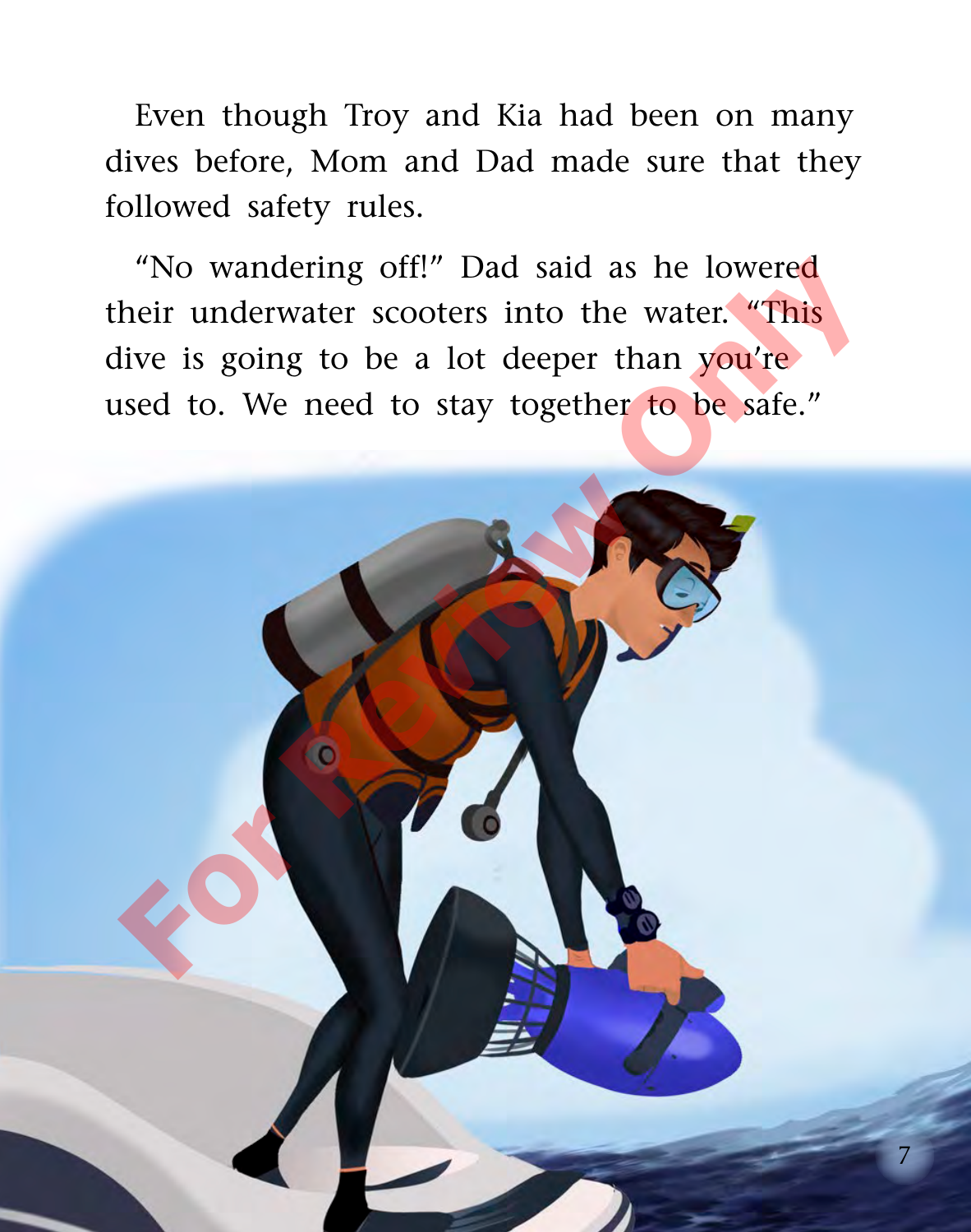Even though Troy and Kia had been on many dives before, Mom and Dad made sure that they followed safety rules.

"No wandering off!" Dad said as he lowered their underwater scooters into the water. "This dive is going to be a lot deeper than you're used to. We need to stay together to be safe."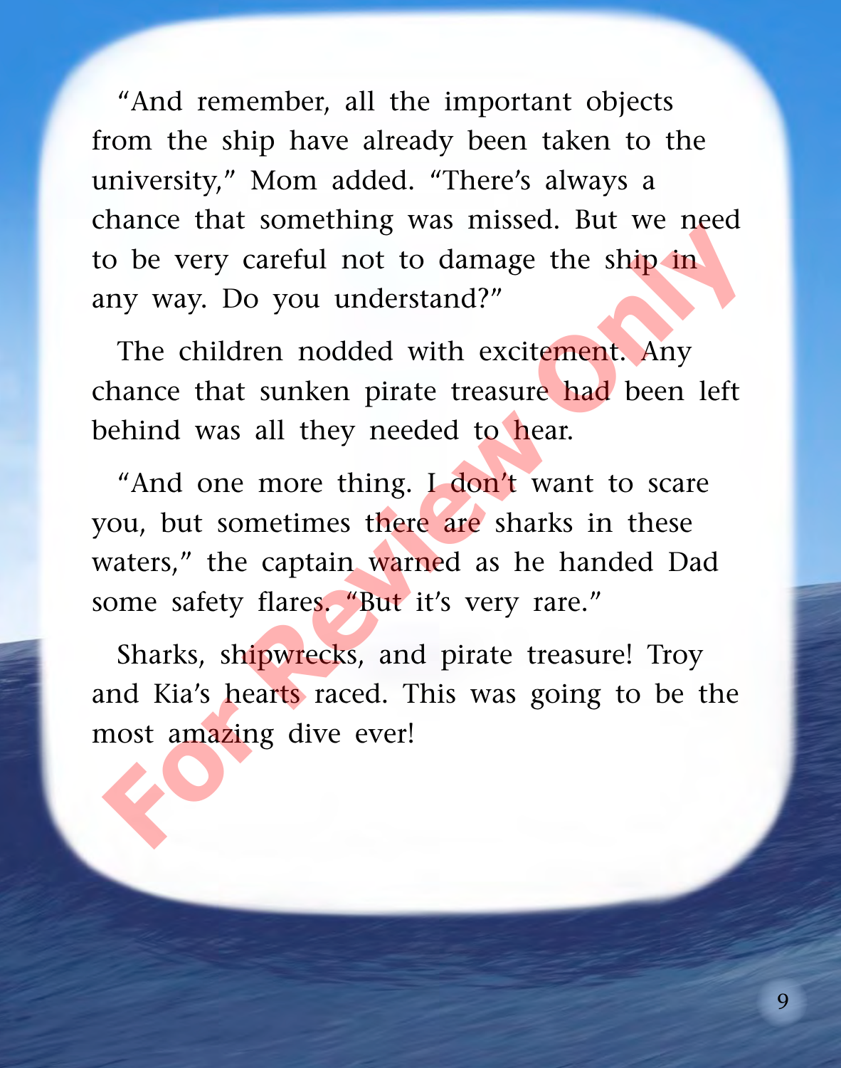"And remember, all the important objects from the ship have already been taken to the university," Mom added. "There's always a chance that something was missed. But we need to be very careful not to damage the ship in any way. Do you understand?"

The children nodded with excitement. Any chance that sunken pirate treasure had been left behind was all they needed to hear.

"And one more thing. I don't want to scare you, but sometimes there are sharks in these waters," the captain warned as he handed Dad some safety flares. "But it's very rare."

Sharks, shipwrecks, and pirate treasure! Troy and Kia's hearts raced. This was going to be the most amazing dive ever!